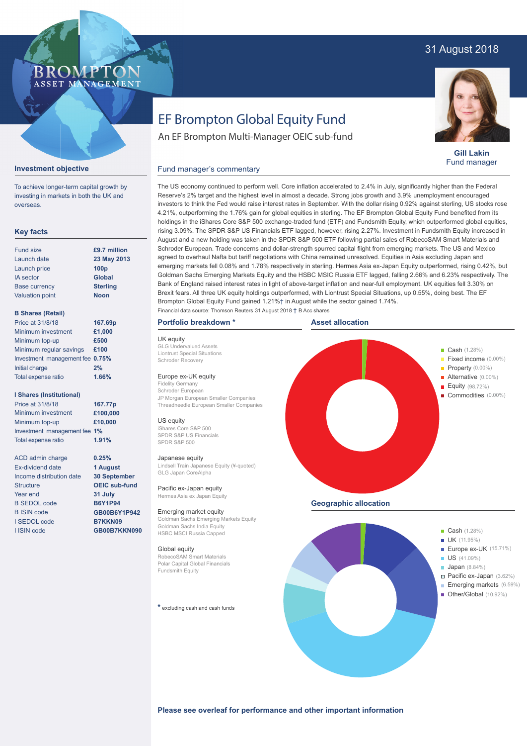31 August 2018

BROMPTON ASSET MANAGEMENT

# EF Brompton Global Equity Fund

An EF Brompton Multi-Manager OEIC sub-fund

**Gill Lakin**
Fund manager

## Investment objective

To achieve longer-term capital growth by investing in markets in both the UK and overseas.

## Key facts

| | |
|---|---|
| Fund size | **£9.7 million** |
| Launch date | **23 May 2013** |
| Launch price | **100p** |
| IA sector | **Global** |
| Base currency | **Sterling** |
| Valuation point | **Noon** |

**B Shares (Retail)**

| | |
|---|---|
| Price at 31/8/18 | **167.69p** |
| Minimum investment | **£1,000** |
| Minimum top-up | **£500** |
| Minimum regular savings | **£100** |
| Investment management fee | **0.75%** |
| Initial charge | **2%** |
| Total expense ratio | **1.66%** |

**I Shares (Institutional)**

| | |
|---|---|
| Price at 31/8/18 | **167.77p** |
| Minimum investment | **£100,000** |
| Minimum top-up | **£10,000** |
| Investment management fee | **1%** |
| Total expense ratio | **1.91%** |

| | |
|---|---|
| ACD admin charge | **0.25%** |
| Ex-dividend date | **1 August** |
| Income distribution date | **30 September** |
| Structure | **OEIC sub-fund** |
| Year end | **31 July** |
| B SEDOL code | **B6Y1P94** |
| B ISIN code | **GB00B6Y1P942** |
| I SEDOL code | **B7KKN09** |
| I ISIN code | **GB00B7KKN090** |

## Fund manager's commentary

The US economy continued to perform well. Core inflation accelerated to 2.4% in July, significantly higher than the Federal Reserve's 2% target and the highest level in almost a decade. Strong jobs growth and 3.9% unemployment encouraged investors to think the Fed would raise interest rates in September. With the dollar rising 0.92% against sterling, US stocks rose 4.21%, outperforming the 1.76% gain for global equities in sterling. The EF Brompton Global Equity Fund benefited from its holdings in the iShares Core S&P 500 exchange-traded fund (ETF) and Fundsmith Equity, which outperformed global equities, rising 3.09%. The SPDR S&P US Financials ETF lagged, however, rising 2.27%. Investment in Fundsmith Equity increased in August and a new holding was taken in the SPDR S&P 500 ETF following partial sales of RobecoSAM Smart Materials and Schroder European. Trade concerns and dollar-strength spurred capital flight from emerging markets. The US and Mexico agreed to overhaul Nafta but tariff negotiations with China remained unresolved. Equities in Asia excluding Japan and emerging markets fell 0.08% and 1.78% respectively in sterling. Hermes Asia ex-Japan Equity outperformed, rising 0.42%, but Goldman Sachs Emerging Markets Equity and the HSBC MSIC Russia ETF lagged, falling 2.66% and 6.23% respectively. The Bank of England raised interest rates in light of above-target inflation and near-full employment. UK equities fell 3.30% on Brexit fears. All three UK equity holdings outperformed, with Liontrust Special Situations, up 0.55%, doing best. The EF Brompton Global Equity Fund gained 1.21%† in August while the sector gained 1.74%.

Financial data source: Thomson Reuters 31 August 2018 † B Acc shares

## Portfolio breakdown *

**UK equity**
GLG Undervalued Assets
Liontrust Special Situations
Schroder Recovery

**Europe ex-UK equity**
Fidelity Germany
Schroder European
JP Morgan European Smaller Companies
Threadneedle European Smaller Companies

**US equity**
iShares Core S&P 500
SPDR S&P US Financials
SPDR S&P 500

**Japanese equity**
Lindsell Train Japanese Equity (¥-quoted)
GLG Japan CoreAlpha

**Pacific ex-Japan equity**
Hermes Asia ex Japan Equity

**Emerging market equity**
Goldman Sachs Emerging Markets Equity
Goldman Sachs India Equity
HSBC MSCI Russia Capped

**Global equity**
RobecoSAM Smart Materials
Polar Capital Global Financials
Fundsmith Equity

* excluding cash and cash funds

## Asset allocation

- Cash (1.28%)
- Fixed income (0.00%)
- Property (0.00%)
- Alternative (0.00%)
- Equity (98.72%)
- Commodities (0.00%)

## Geographic allocation

- Cash (1.28%)
- UK (11.95%)
- Europe ex-UK (15.71%)
- US (41.09%)
- Japan (8.84%)
- Pacific ex-Japan (3.62%)
- Emerging markets (6.59%)
- Other/Global (10.92%)

**Please see overleaf for performance and other important information**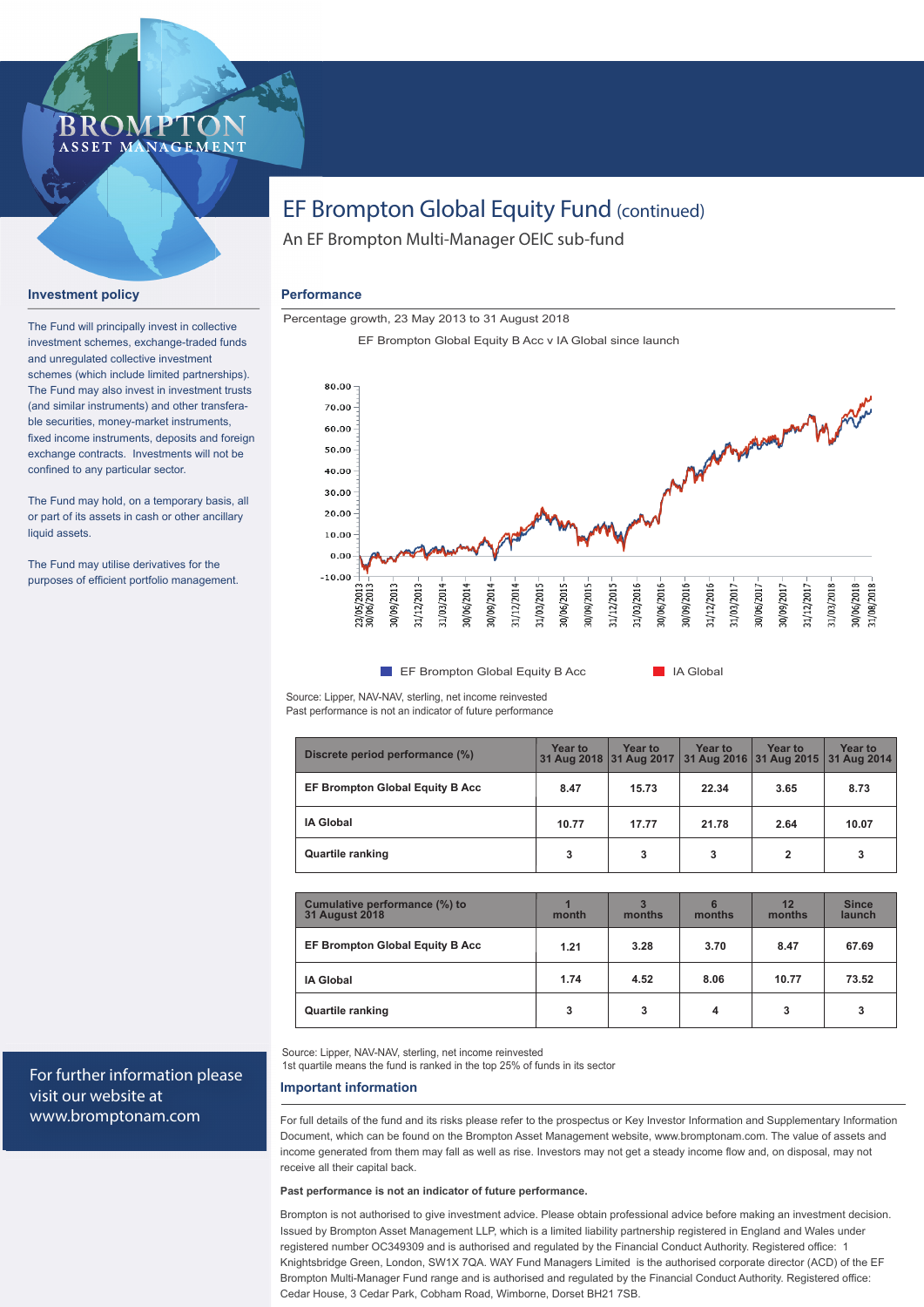BROMPTON
ASSET MANAGEMENT

# EF Brompton Global Equity Fund (continued)

An EF Brompton Multi-Manager OEIC sub-fund

## Investment policy

The Fund will principally invest in collective investment schemes, exchange-traded funds and unregulated collective investment schemes (which include limited partnerships). The Fund may also invest in investment trusts (and similar instruments) and other transferable securities, money-market instruments, fixed income instruments, deposits and foreign exchange contracts. Investments will not be confined to any particular sector.

The Fund may hold, on a temporary basis, all or part of its assets in cash or other ancillary liquid assets.

The Fund may utilise derivatives for the purposes of efficient portfolio management.

## Performance

Percentage growth, 23 May 2013 to 31 August 2018

EF Brompton Global Equity B Acc v IA Global since launch

80.00
70.00
60.00
50.00
40.00
30.00
20.00
10.00
0.00
-10.00

23/05/2013
30/06/2013
30/09/2013
31/12/2013
31/03/2014
30/06/2014
30/09/2014
31/12/2014
31/03/2015
30/06/2015
30/09/2015
31/12/2015
31/03/2016
30/06/2016
30/09/2016
31/12/2016
31/03/2017
30/06/2017
30/09/2017
31/12/2017
31/03/2018
30/06/2018
31/08/2018

EF Brompton Global Equity B Acc
IA Global

Source: Lipper, NAV-NAV, sterling, net income reinvested
Past performance is not an indicator of future performance

| Discrete period performance (%) | Year to 31 Aug 2018 | Year to 31 Aug 2017 | Year to 31 Aug 2016 | Year to 31 Aug 2015 | Year to 31 Aug 2014 |
|---|---|---|---|---|---|
| **EF Brompton Global Equity B Acc** | 8.47 | 15.73 | 22.34 | 3.65 | 8.73 |
| **IA Global** | 10.77 | 17.77 | 21.78 | 2.64 | 10.07 |
| **Quartile ranking** | 3 | 3 | 3 | 2 | 3 |

| Cumulative performance (%) to 31 August 2018 | 1 month | 3 months | 6 months | 12 months | Since launch |
|---|---|---|---|---|---|
| **EF Brompton Global Equity B Acc** | 1.21 | 3.28 | 3.70 | 8.47 | 67.69 |
| **IA Global** | 1.74 | 4.52 | 8.06 | 10.77 | 73.52 |
| **Quartile ranking** | 3 | 3 | 4 | 3 | 3 |

Source: Lipper, NAV-NAV, sterling, net income reinvested
1st quartile means the fund is ranked in the top 25% of funds in its sector

For further information please visit our website at www.bromptonam.com

## Important information

For full details of the fund and its risks please refer to the prospectus or Key Investor Information and Supplementary Information Document, which can be found on the Brompton Asset Management website, www.bromptonam.com. The value of assets and income generated from them may fall as well as rise. Investors may not get a steady income flow and, on disposal, may not receive all their capital back.

**Past performance is not an indicator of future performance.**

Brompton is not authorised to give investment advice. Please obtain professional advice before making an investment decision. Issued by Brompton Asset Management LLP, which is a limited liability partnership registered in England and Wales under registered number OC349309 and is authorised and regulated by the Financial Conduct Authority. Registered office: 1 Knightsbridge Green, London, SW1X 7QA. WAY Fund Managers Limited is the authorised corporate director (ACD) of the EF Brompton Multi-Manager Fund range and is authorised and regulated by the Financial Conduct Authority. Registered office: Cedar House, 3 Cedar Park, Cobham Road, Wimborne, Dorset BH21 7SB.